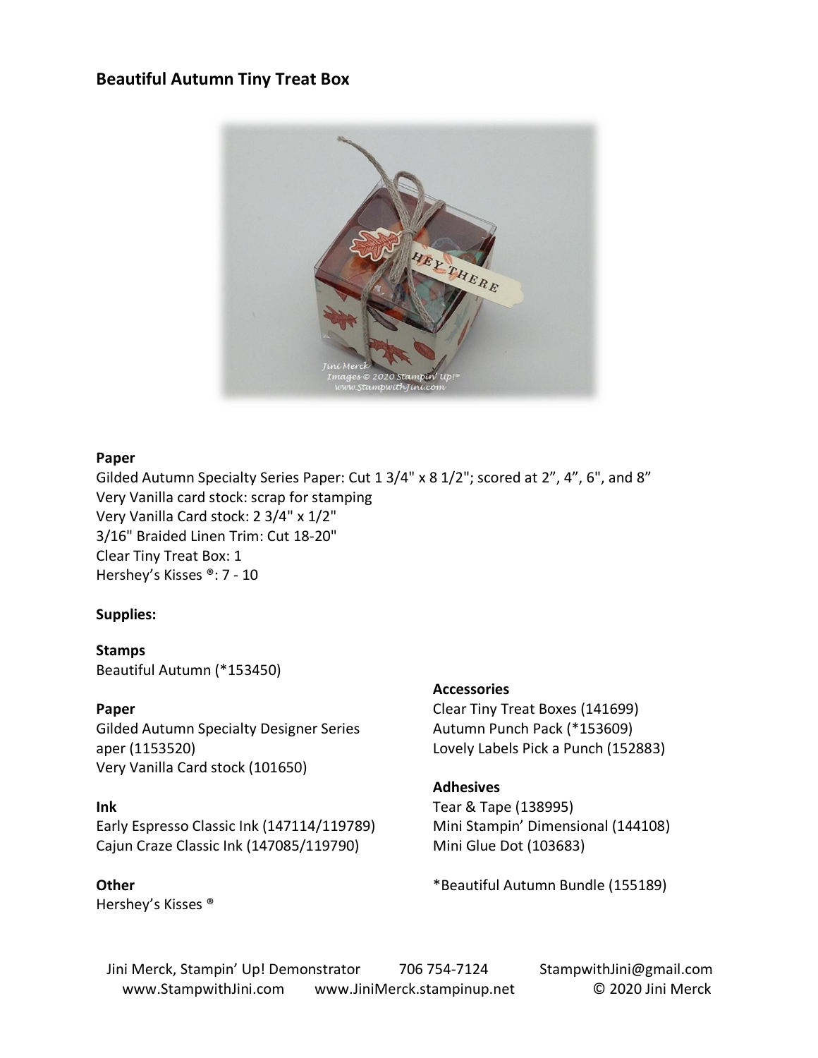## Beautiful Autumn Tiny Treat Box

**Paper**

Gilded Autumn Specialty Series Paper: Cut 1 3/4" x 8 1/2"; scored at 2", 4", 6", and 8"
Very Vanilla card stock: scrap for stamping
Very Vanilla Card stock: 2 3/4" x 1/2"
3/16" Braided Linen Trim: Cut 18-20"
Clear Tiny Treat Box: 1
Hershey's Kisses ®: 7 - 10

**Supplies:**

**Stamps**
Beautiful Autumn (*153450)

**Paper**
Gilded Autumn Specialty Designer Series aper (1153520)
Very Vanilla Card stock (101650)

**Ink**
Early Espresso Classic Ink (147114/119789)
Cajun Craze Classic Ink (147085/119790)

**Other**
Hershey's Kisses ®

**Accessories**
Clear Tiny Treat Boxes (141699)
Autumn Punch Pack (*153609)
Lovely Labels Pick a Punch (152883)

**Adhesives**
Tear & Tape (138995)
Mini Stampin' Dimensional (144108)
Mini Glue Dot (103683)

*Beautiful Autumn Bundle (155189)

Jini Merck, Stampin' Up! Demonstrator 706 754-7124 StampwithJini@gmail.com
www.StampwithJini.com www.JiniMerck.stampinup.net © 2020 Jini Merck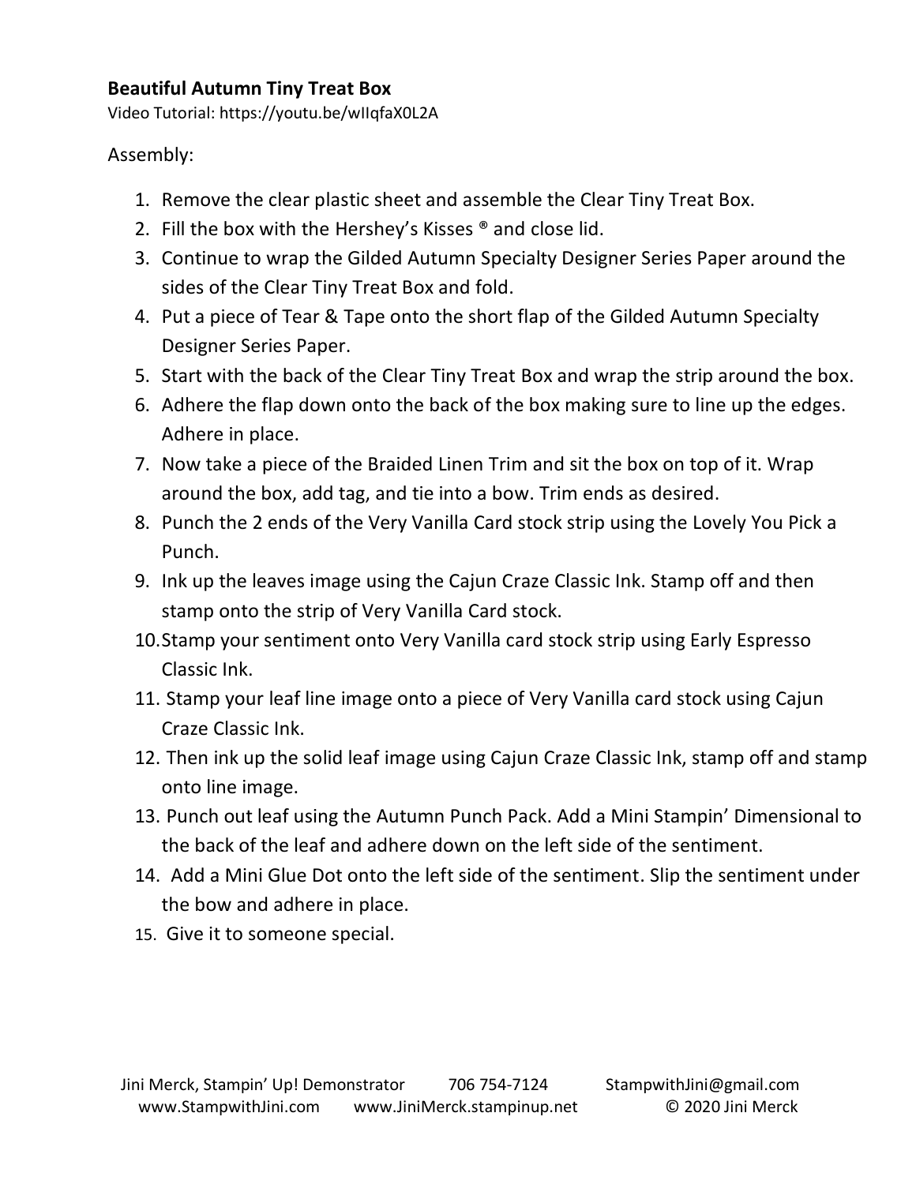**Beautiful Autumn Tiny Treat Box**

Video Tutorial: https://youtu.be/wIIqfaX0L2A

Assembly:

1. Remove the clear plastic sheet and assemble the Clear Tiny Treat Box.
2. Fill the box with the Hershey's Kisses ® and close lid.
3. Continue to wrap the Gilded Autumn Specialty Designer Series Paper around the sides of the Clear Tiny Treat Box and fold.
4. Put a piece of Tear & Tape onto the short flap of the Gilded Autumn Specialty Designer Series Paper.
5. Start with the back of the Clear Tiny Treat Box and wrap the strip around the box.
6. Adhere the flap down onto the back of the box making sure to line up the edges. Adhere in place.
7. Now take a piece of the Braided Linen Trim and sit the box on top of it. Wrap around the box, add tag, and tie into a bow. Trim ends as desired.
8. Punch the 2 ends of the Very Vanilla Card stock strip using the Lovely You Pick a Punch.
9. Ink up the leaves image using the Cajun Craze Classic Ink. Stamp off and then stamp onto the strip of Very Vanilla Card stock.
10. Stamp your sentiment onto Very Vanilla card stock strip using Early Espresso Classic Ink.
11. Stamp your leaf line image onto a piece of Very Vanilla card stock using Cajun Craze Classic Ink.
12. Then ink up the solid leaf image using Cajun Craze Classic Ink, stamp off and stamp onto line image.
13. Punch out leaf using the Autumn Punch Pack. Add a Mini Stampin' Dimensional to the back of the leaf and adhere down on the left side of the sentiment.
14. Add a Mini Glue Dot onto the left side of the sentiment. Slip the sentiment under the bow and adhere in place.
15. Give it to someone special.

Jini Merck, Stampin' Up! Demonstrator 706 754-7124 StampwithJini@gmail.com
www.StampwithJini.com www.JiniMerck.stampinup.net © 2020 Jini Merck